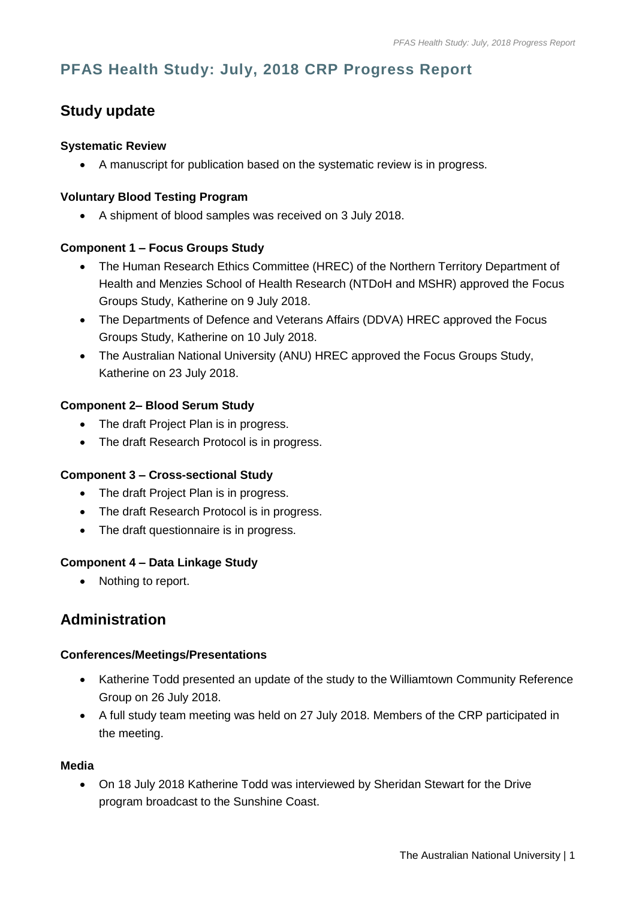# PFAS Health Study: July, 2018 CRP Progress Report

## Study update

### Systematic Review

- A manuscript for publication based on the systematic review is in progress.

### Voluntary Blood Testing Program

- A shipment of blood samples was received on 3 July 2018.

### Component 1 – Focus Groups Study

- The Human Research Ethics Committee (HREC) of the Northern Territory Department of Health and Menzies School of Health Research (NTDoH and MSHR) approved the Focus Groups Study, Katherine on 9 July 2018.
- The Departments of Defence and Veterans Affairs (DDVA) HREC approved the Focus Groups Study, Katherine on 10 July 2018.
- The Australian National University (ANU) HREC approved the Focus Groups Study, Katherine on 23 July 2018.

### Component 2– Blood Serum Study

- The draft Project Plan is in progress.
- The draft Research Protocol is in progress.

### Component 3 – Cross-sectional Study

- The draft Project Plan is in progress.
- The draft Research Protocol is in progress.
- The draft questionnaire is in progress.

### Component 4 – Data Linkage Study

- Nothing to report.

## Administration

### Conferences/Meetings/Presentations

- Katherine Todd presented an update of the study to the Williamtown Community Reference Group on 26 July 2018.
- A full study team meeting was held on 27 July 2018. Members of the CRP participated in the meeting.

### Media

- On 18 July 2018 Katherine Todd was interviewed by Sheridan Stewart for the Drive program broadcast to the Sunshine Coast.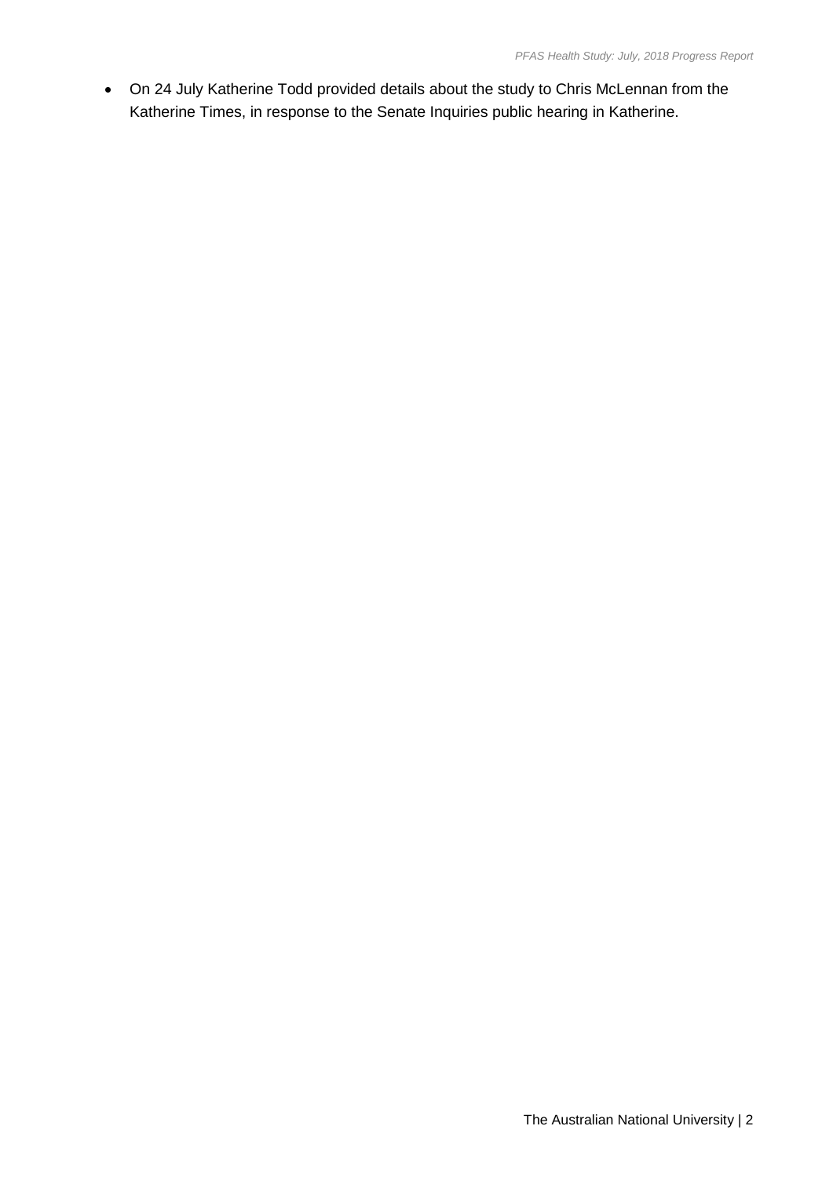- On 24 July Katherine Todd provided details about the study to Chris McLennan from the Katherine Times, in response to the Senate Inquiries public hearing in Katherine.